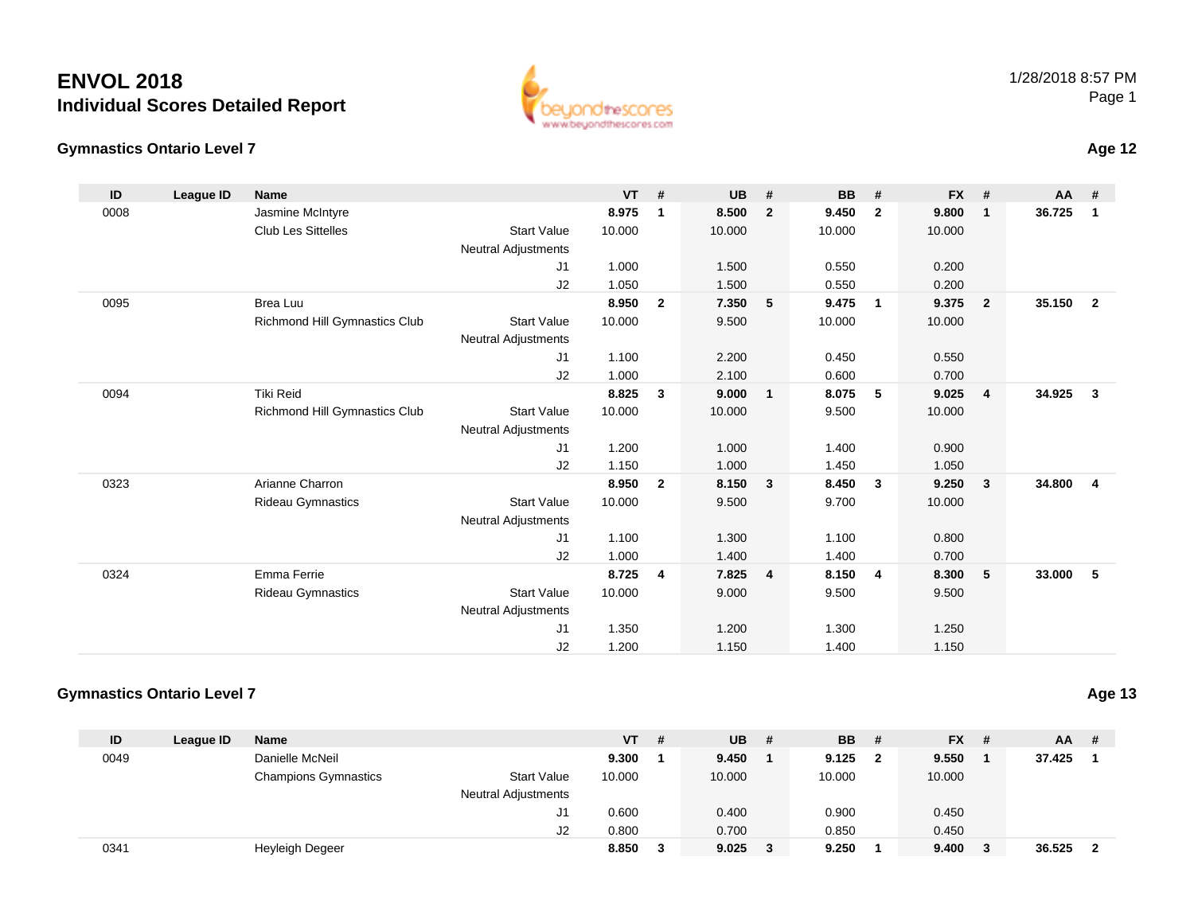# ENVOL 2018

## Individual Scores Detailed Report

1/28/2018 8:57 PM

### Gymnastics Ontario Level 7

**Age 12**

| ID | League ID | Name | | VT | # | UB | # | BB | # | FX | # | AA | # |
|---|---|---|---|---|---|---|---|---|---|---|---|---|---|
| 0008 | | Jasmine McIntyre | | **8.975** | **1** | **8.500** | **2** | **9.450** | **2** | **9.800** | **1** | **36.725** | **1** |
| | | Club Les Sittelles | Start Value | 10.000 | | 10.000 | | 10.000 | | 10.000 | | | |
| | | | Neutral Adjustments | | | | | | | | | | |
| | | | J1 | 1.000 | | 1.500 | | 0.550 | | 0.200 | | | |
| | | | J2 | 1.050 | | 1.500 | | 0.550 | | 0.200 | | | |
| 0095 | | Brea Luu | | **8.950** | **2** | **7.350** | **5** | **9.475** | **1** | **9.375** | **2** | **35.150** | **2** |
| | | Richmond Hill Gymnastics Club | Start Value | 10.000 | | 9.500 | | 10.000 | | 10.000 | | | |
| | | | Neutral Adjustments | | | | | | | | | | |
| | | | J1 | 1.100 | | 2.200 | | 0.450 | | 0.550 | | | |
| | | | J2 | 1.000 | | 2.100 | | 0.600 | | 0.700 | | | |
| 0094 | | Tiki Reid | | **8.825** | **3** | **9.000** | **1** | **8.075** | **5** | **9.025** | **4** | **34.925** | **3** |
| | | Richmond Hill Gymnastics Club | Start Value | 10.000 | | 10.000 | | 9.500 | | 10.000 | | | |
| | | | Neutral Adjustments | | | | | | | | | | |
| | | | J1 | 1.200 | | 1.000 | | 1.400 | | 0.900 | | | |
| | | | J2 | 1.150 | | 1.000 | | 1.450 | | 1.050 | | | |
| 0323 | | Arianne Charron | | **8.950** | **2** | **8.150** | **3** | **8.450** | **3** | **9.250** | **3** | **34.800** | **4** |
| | | Rideau Gymnastics | Start Value | 10.000 | | 9.500 | | 9.700 | | 10.000 | | | |
| | | | Neutral Adjustments | | | | | | | | | | |
| | | | J1 | 1.100 | | 1.300 | | 1.100 | | 0.800 | | | |
| | | | J2 | 1.000 | | 1.400 | | 1.400 | | 0.700 | | | |
| 0324 | | Emma Ferrie | | **8.725** | **4** | **7.825** | **4** | **8.150** | **4** | **8.300** | **5** | **33.000** | **5** |
| | | Rideau Gymnastics | Start Value | 10.000 | | 9.000 | | 9.500 | | 9.500 | | | |
| | | | Neutral Adjustments | | | | | | | | | | |
| | | | J1 | 1.350 | | 1.200 | | 1.300 | | 1.250 | | | |
| | | | J2 | 1.200 | | 1.150 | | 1.400 | | 1.150 | | | |

### Gymnastics Ontario Level 7

**Age 13**

| ID | League ID | Name | | VT | # | UB | # | BB | # | FX | # | AA | # |
|---|---|---|---|---|---|---|---|---|---|---|---|---|---|
| 0049 | | Danielle McNeil | | **9.300** | **1** | **9.450** | **1** | **9.125** | **2** | **9.550** | **1** | **37.425** | **1** |
| | | Champions Gymnastics | Start Value | 10.000 | | 10.000 | | 10.000 | | 10.000 | | | |
| | | | Neutral Adjustments | | | | | | | | | | |
| | | | J1 | 0.600 | | 0.400 | | 0.900 | | 0.450 | | | |
| | | | J2 | 0.800 | | 0.700 | | 0.850 | | 0.450 | | | |
| 0341 | | Heyleigh Degeer | | **8.850** | **3** | **9.025** | **3** | **9.250** | **1** | **9.400** | **3** | **36.525** | **2** |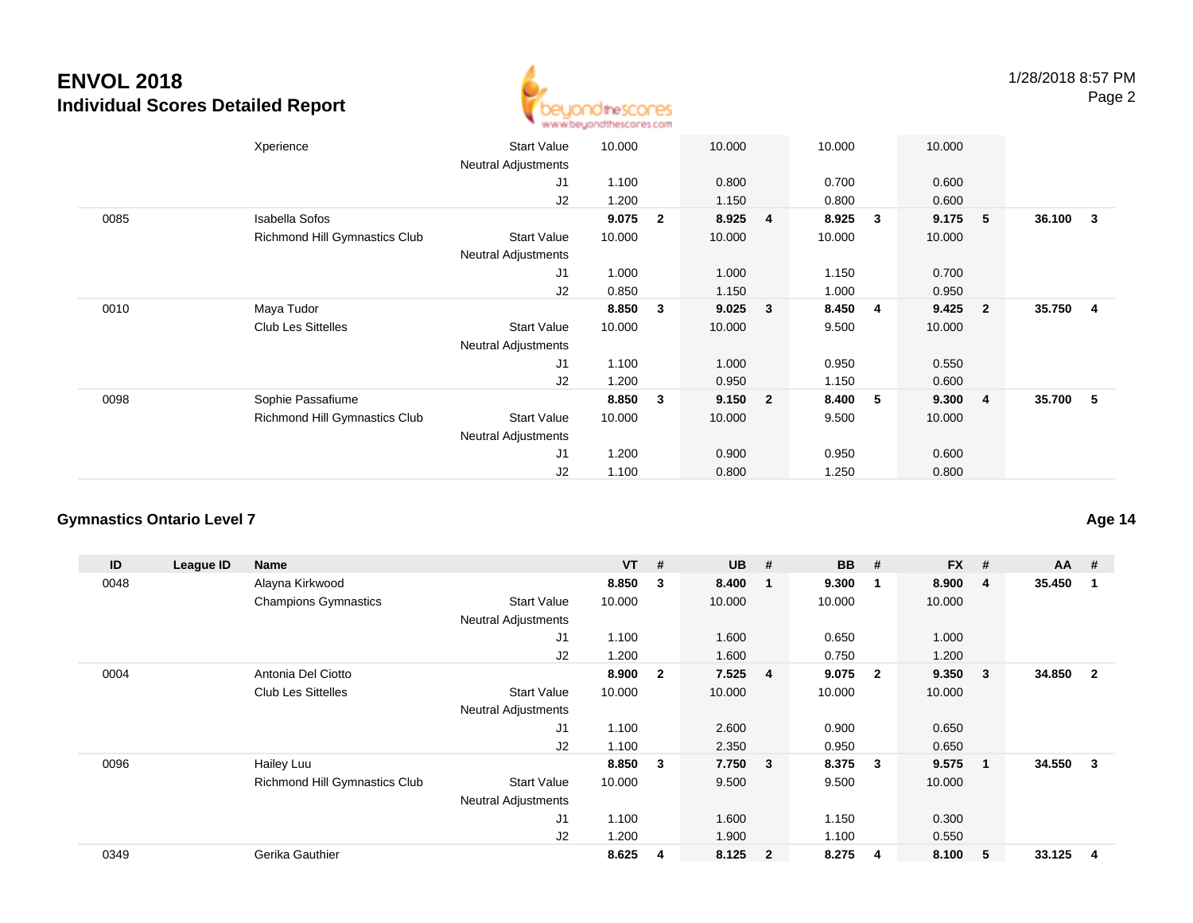# ENVOL 2018
## Individual Scores Detailed Report

| ID | League ID | Name | | VT | # | UB | # | BB | # | FX | # | AA | # |
|---|---|---|---|---|---|---|---|---|---|---|---|---|---|
| | | Xperience | Start Value | 10.000 | | 10.000 | | 10.000 | | 10.000 | | | |
| | | | Neutral Adjustments | | | | | | | | | | |
| | | | J1 | 1.100 | | 0.800 | | 0.700 | | 0.600 | | | |
| | | | J2 | 1.200 | | 1.150 | | 0.800 | | 0.600 | | | |
| 0085 | | Isabella Sofos | | **9.075** | **2** | **8.925** | **4** | **8.925** | **3** | **9.175** | **5** | **36.100** | **3** |
| | | Richmond Hill Gymnastics Club | Start Value | 10.000 | | 10.000 | | 10.000 | | 10.000 | | | |
| | | | Neutral Adjustments | | | | | | | | | | |
| | | | J1 | 1.000 | | 1.000 | | 1.150 | | 0.700 | | | |
| | | | J2 | 0.850 | | 1.150 | | 1.000 | | 0.950 | | | |
| 0010 | | Maya Tudor | | **8.850** | **3** | **9.025** | **3** | **8.450** | **4** | **9.425** | **2** | **35.750** | **4** |
| | | Club Les Sittelles | Start Value | 10.000 | | 10.000 | | 9.500 | | 10.000 | | | |
| | | | Neutral Adjustments | | | | | | | | | | |
| | | | J1 | 1.100 | | 1.000 | | 0.950 | | 0.550 | | | |
| | | | J2 | 1.200 | | 0.950 | | 1.150 | | 0.600 | | | |
| 0098 | | Sophie Passafiume | | **8.850** | **3** | **9.150** | **2** | **8.400** | **5** | **9.300** | **4** | **35.700** | **5** |
| | | Richmond Hill Gymnastics Club | Start Value | 10.000 | | 10.000 | | 9.500 | | 10.000 | | | |
| | | | Neutral Adjustments | | | | | | | | | | |
| | | | J1 | 1.200 | | 0.900 | | 0.950 | | 0.600 | | | |
| | | | J2 | 1.100 | | 0.800 | | 1.250 | | 0.800 | | | |

### Gymnastics Ontario Level 7 — Age 14

| ID | League ID | Name | | VT | # | UB | # | BB | # | FX | # | AA | # |
|---|---|---|---|---|---|---|---|---|---|---|---|---|---|
| 0048 | | Alayna Kirkwood | | **8.850** | **3** | **8.400** | **1** | **9.300** | **1** | **8.900** | **4** | **35.450** | **1** |
| | | Champions Gymnastics | Start Value | 10.000 | | 10.000 | | 10.000 | | 10.000 | | | |
| | | | Neutral Adjustments | | | | | | | | | | |
| | | | J1 | 1.100 | | 1.600 | | 0.650 | | 1.000 | | | |
| | | | J2 | 1.200 | | 1.600 | | 0.750 | | 1.200 | | | |
| 0004 | | Antonia Del Ciotto | | **8.900** | **2** | **7.525** | **4** | **9.075** | **2** | **9.350** | **3** | **34.850** | **2** |
| | | Club Les Sittelles | Start Value | 10.000 | | 10.000 | | 10.000 | | 10.000 | | | |
| | | | Neutral Adjustments | | | | | | | | | | |
| | | | J1 | 1.100 | | 2.600 | | 0.900 | | 0.650 | | | |
| | | | J2 | 1.100 | | 2.350 | | 0.950 | | 0.650 | | | |
| 0096 | | Hailey Luu | | **8.850** | **3** | **7.750** | **3** | **8.375** | **3** | **9.575** | **1** | **34.550** | **3** |
| | | Richmond Hill Gymnastics Club | Start Value | 10.000 | | 9.500 | | 9.500 | | 10.000 | | | |
| | | | Neutral Adjustments | | | | | | | | | | |
| | | | J1 | 1.100 | | 1.600 | | 1.150 | | 0.300 | | | |
| | | | J2 | 1.200 | | 1.900 | | 1.100 | | 0.550 | | | |
| 0349 | | Gerika Gauthier | | **8.625** | **4** | **8.125** | **2** | **8.275** | **4** | **8.100** | **5** | **33.125** | **4** |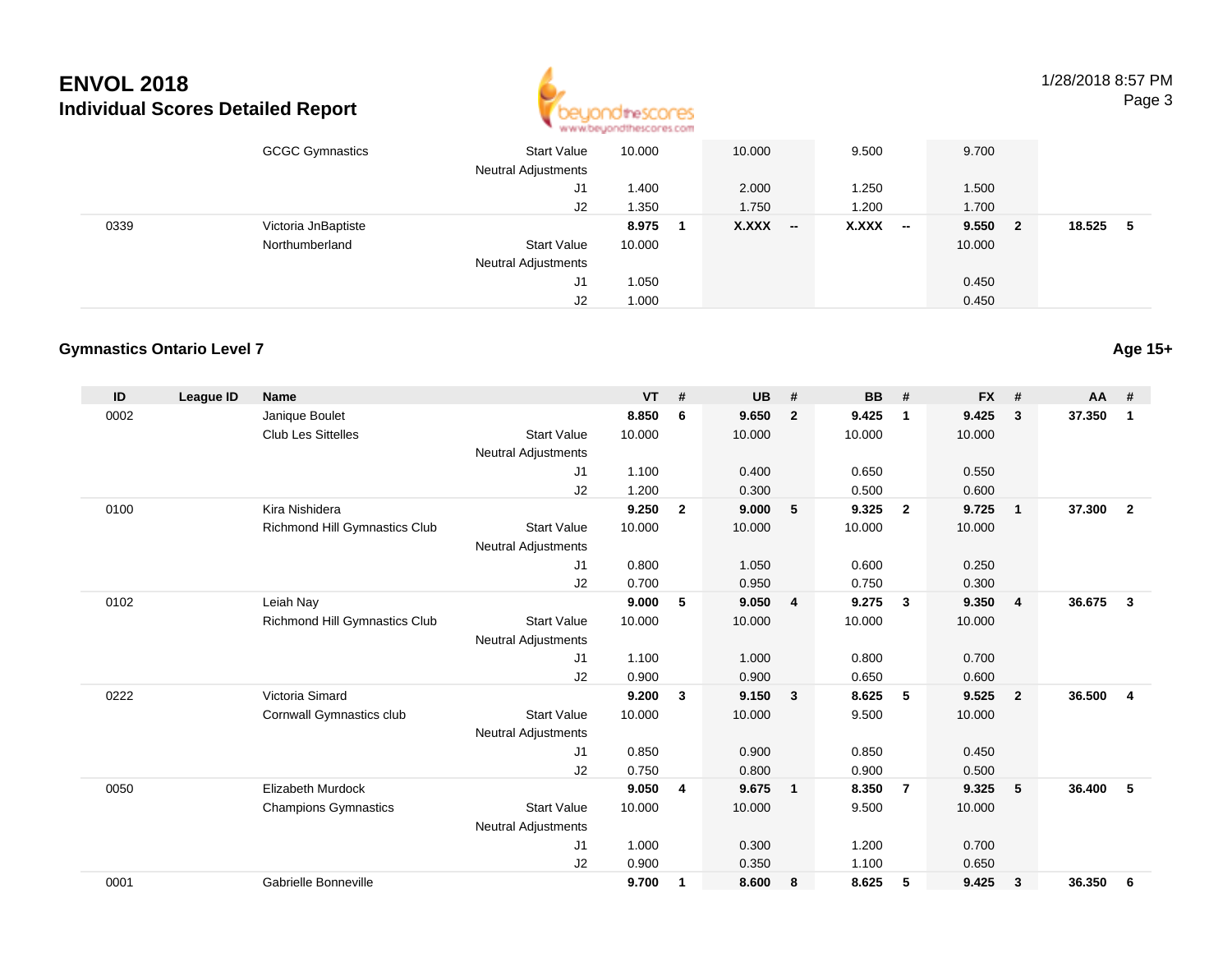|  |  | GCGC Gymnastics | Start Value | 10.000 |  | 10.000 |  | 9.500 |  | 9.700 |  |  |  |
|---|---|---|---|---|---|---|---|---|---|---|---|---|---|
|  |  |  | Neutral Adjustments |  |  |  |  |  |  |  |  |  |  |
|  |  |  | J1 | 1.400 |  | 2.000 |  | 1.250 |  | 1.500 |  |  |  |
|  |  |  | J2 | 1.350 |  | 1.750 |  | 1.200 |  | 1.700 |  |  |  |
| 0339 |  | Victoria JnBaptiste |  | **8.975** | **1** | **X.XXX** | **--** | **X.XXX** | **--** | **9.550** | **2** | **18.525** | **5** |
|  |  | Northumberland | Start Value | 10.000 |  |  |  |  |  | 10.000 |  |  |  |
|  |  |  | Neutral Adjustments |  |  |  |  |  |  |  |  |  |  |
|  |  |  | J1 | 1.050 |  |  |  |  |  | 0.450 |  |  |  |
|  |  |  | J2 | 1.000 |  |  |  |  |  | 0.450 |  |  |  |

## Gymnastics Ontario Level 7

**Age 15+**

| ID | League ID | Name |  | VT | # | UB | # | BB | # | FX | # | AA | # |
|---|---|---|---|---|---|---|---|---|---|---|---|---|---|
| 0002 |  | Janique Boulet |  | **8.850** | **6** | **9.650** | **2** | **9.425** | **1** | **9.425** | **3** | **37.350** | **1** |
|  |  | Club Les Sittelles | Start Value | 10.000 |  | 10.000 |  | 10.000 |  | 10.000 |  |  |  |
|  |  |  | Neutral Adjustments |  |  |  |  |  |  |  |  |  |  |
|  |  |  | J1 | 1.100 |  | 0.400 |  | 0.650 |  | 0.550 |  |  |  |
|  |  |  | J2 | 1.200 |  | 0.300 |  | 0.500 |  | 0.600 |  |  |  |
| 0100 |  | Kira Nishidera |  | **9.250** | **2** | **9.000** | **5** | **9.325** | **2** | **9.725** | **1** | **37.300** | **2** |
|  |  | Richmond Hill Gymnastics Club | Start Value | 10.000 |  | 10.000 |  | 10.000 |  | 10.000 |  |  |  |
|  |  |  | Neutral Adjustments |  |  |  |  |  |  |  |  |  |  |
|  |  |  | J1 | 0.800 |  | 1.050 |  | 0.600 |  | 0.250 |  |  |  |
|  |  |  | J2 | 0.700 |  | 0.950 |  | 0.750 |  | 0.300 |  |  |  |
| 0102 |  | Leiah Nay |  | **9.000** | **5** | **9.050** | **4** | **9.275** | **3** | **9.350** | **4** | **36.675** | **3** |
|  |  | Richmond Hill Gymnastics Club | Start Value | 10.000 |  | 10.000 |  | 10.000 |  | 10.000 |  |  |  |
|  |  |  | Neutral Adjustments |  |  |  |  |  |  |  |  |  |  |
|  |  |  | J1 | 1.100 |  | 1.000 |  | 0.800 |  | 0.700 |  |  |  |
|  |  |  | J2 | 0.900 |  | 0.900 |  | 0.650 |  | 0.600 |  |  |  |
| 0222 |  | Victoria Simard |  | **9.200** | **3** | **9.150** | **3** | **8.625** | **5** | **9.525** | **2** | **36.500** | **4** |
|  |  | Cornwall Gymnastics club | Start Value | 10.000 |  | 10.000 |  | 9.500 |  | 10.000 |  |  |  |
|  |  |  | Neutral Adjustments |  |  |  |  |  |  |  |  |  |  |
|  |  |  | J1 | 0.850 |  | 0.900 |  | 0.850 |  | 0.450 |  |  |  |
|  |  |  | J2 | 0.750 |  | 0.800 |  | 0.900 |  | 0.500 |  |  |  |
| 0050 |  | Elizabeth Murdock |  | **9.050** | **4** | **9.675** | **1** | **8.350** | **7** | **9.325** | **5** | **36.400** | **5** |
|  |  | Champions Gymnastics | Start Value | 10.000 |  | 10.000 |  | 9.500 |  | 10.000 |  |  |  |
|  |  |  | Neutral Adjustments |  |  |  |  |  |  |  |  |  |  |
|  |  |  | J1 | 1.000 |  | 0.300 |  | 1.200 |  | 0.700 |  |  |  |
|  |  |  | J2 | 0.900 |  | 0.350 |  | 1.100 |  | 0.650 |  |  |  |
| 0001 |  | Gabrielle Bonneville |  | **9.700** | **1** | **8.600** | **8** | **8.625** | **5** | **9.425** | **3** | **36.350** | **6** |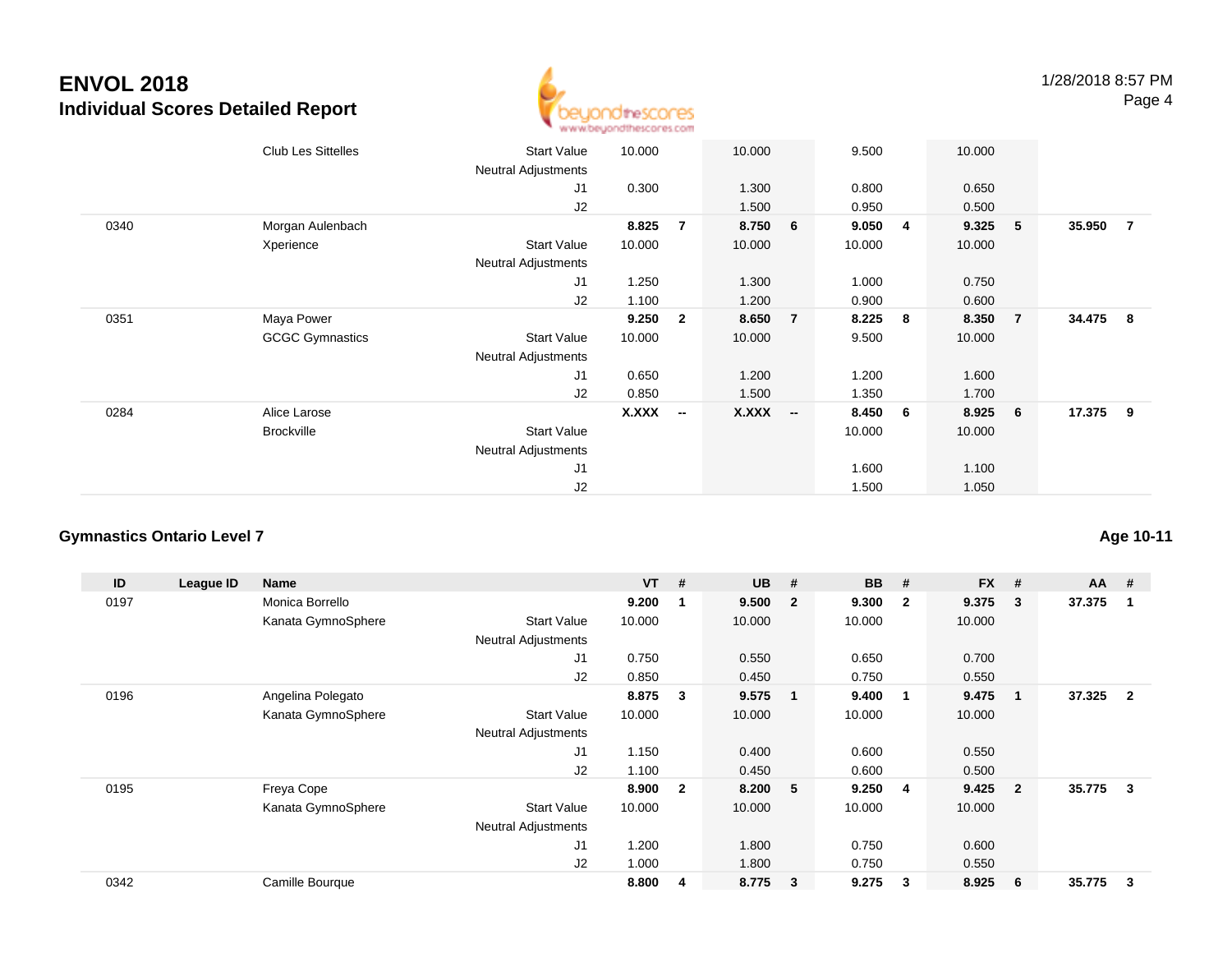# ENVOL 2018

## Individual Scores Detailed Report

| ID | League ID | Name | | VT | # | UB | # | BB | # | FX | # | AA | # |
|---|---|---|---|---|---|---|---|---|---|---|---|---|---|
| | | Club Les Sittelles | Start Value | 10.000 | | 10.000 | | 9.500 | | 10.000 | | | |
| | | | Neutral Adjustments | | | | | | | | | | |
| | | | J1 | 0.300 | | 1.300 | | 0.800 | | 0.650 | | | |
| | | | J2 | | | 1.500 | | 0.950 | | 0.500 | | | |
| 0340 | | Morgan Aulenbach | | **8.825** | **7** | **8.750** | **6** | **9.050** | **4** | **9.325** | **5** | **35.950** | **7** |
| | | Xperience | Start Value | 10.000 | | 10.000 | | 10.000 | | 10.000 | | | |
| | | | Neutral Adjustments | | | | | | | | | | |
| | | | J1 | 1.250 | | 1.300 | | 1.000 | | 0.750 | | | |
| | | | J2 | 1.100 | | 1.200 | | 0.900 | | 0.600 | | | |
| 0351 | | Maya Power | | **9.250** | **2** | **8.650** | **7** | **8.225** | **8** | **8.350** | **7** | **34.475** | **8** |
| | | GCGC Gymnastics | Start Value | 10.000 | | 10.000 | | 9.500 | | 10.000 | | | |
| | | | Neutral Adjustments | | | | | | | | | | |
| | | | J1 | 0.650 | | 1.200 | | 1.200 | | 1.600 | | | |
| | | | J2 | 0.850 | | 1.500 | | 1.350 | | 1.700 | | | |
| 0284 | | Alice Larose | | **X.XXX** | **--** | **X.XXX** | **--** | **8.450** | **6** | **8.925** | **6** | **17.375** | **9** |
| | | Brockville | Start Value | | | | | 10.000 | | 10.000 | | | |
| | | | Neutral Adjustments | | | | | | | | | | |
| | | | J1 | | | | | 1.600 | | 1.100 | | | |
| | | | J2 | | | | | 1.500 | | 1.050 | | | |

### Gymnastics Ontario Level 7

**Age 10-11**

| ID | League ID | Name | | VT | # | UB | # | BB | # | FX | # | AA | # |
|---|---|---|---|---|---|---|---|---|---|---|---|---|---|
| 0197 | | Monica Borrello | | **9.200** | **1** | **9.500** | **2** | **9.300** | **2** | **9.375** | **3** | **37.375** | **1** |
| | | Kanata GymnoSphere | Start Value | 10.000 | | 10.000 | | 10.000 | | 10.000 | | | |
| | | | Neutral Adjustments | | | | | | | | | | |
| | | | J1 | 0.750 | | 0.550 | | 0.650 | | 0.700 | | | |
| | | | J2 | 0.850 | | 0.450 | | 0.750 | | 0.550 | | | |
| 0196 | | Angelina Polegato | | **8.875** | **3** | **9.575** | **1** | **9.400** | **1** | **9.475** | **1** | **37.325** | **2** |
| | | Kanata GymnoSphere | Start Value | 10.000 | | 10.000 | | 10.000 | | 10.000 | | | |
| | | | Neutral Adjustments | | | | | | | | | | |
| | | | J1 | 1.150 | | 0.400 | | 0.600 | | 0.550 | | | |
| | | | J2 | 1.100 | | 0.450 | | 0.600 | | 0.500 | | | |
| 0195 | | Freya Cope | | **8.900** | **2** | **8.200** | **5** | **9.250** | **4** | **9.425** | **2** | **35.775** | **3** |
| | | Kanata GymnoSphere | Start Value | 10.000 | | 10.000 | | 10.000 | | 10.000 | | | |
| | | | Neutral Adjustments | | | | | | | | | | |
| | | | J1 | 1.200 | | 1.800 | | 0.750 | | 0.600 | | | |
| | | | J2 | 1.000 | | 1.800 | | 0.750 | | 0.550 | | | |
| 0342 | | Camille Bourque | | **8.800** | **4** | **8.775** | **3** | **9.275** | **3** | **8.925** | **6** | **35.775** | **3** |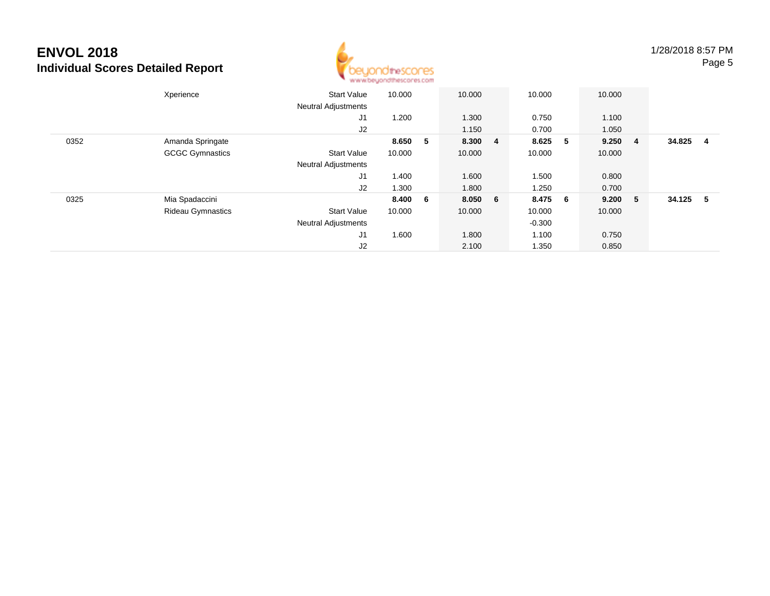# ENVOL 2018
## Individual Scores Detailed Report

| | | | | | | | | | | | | |
|---|---|---|---|---|---|---|---|---|---|---|---|---|
| | Xperience | Start Value | 10.000 | | 10.000 | | 10.000 | | 10.000 | | | |
| | | Neutral Adjustments | | | | | | | | | | |
| | | J1 | 1.200 | | 1.300 | | 0.750 | | 1.100 | | | |
| | | J2 | | | 1.150 | | 0.700 | | 1.050 | | | |
| 0352 | Amanda Springate | | **8.650** | **5** | **8.300** | **4** | **8.625** | **5** | **9.250** | **4** | **34.825** | **4** |
| | GCGC Gymnastics | Start Value | 10.000 | | 10.000 | | 10.000 | | 10.000 | | | |
| | | Neutral Adjustments | | | | | | | | | | |
| | | J1 | 1.400 | | 1.600 | | 1.500 | | 0.800 | | | |
| | | J2 | 1.300 | | 1.800 | | 1.250 | | 0.700 | | | |
| 0325 | Mia Spadaccini | | **8.400** | **6** | **8.050** | **6** | **8.475** | **6** | **9.200** | **5** | **34.125** | **5** |
| | Rideau Gymnastics | Start Value | 10.000 | | 10.000 | | 10.000 | | 10.000 | | | |
| | | Neutral Adjustments | | | | | -0.300 | | | | | |
| | | J1 | 1.600 | | 1.800 | | 1.100 | | 0.750 | | | |
| | | J2 | | | 2.100 | | 1.350 | | 0.850 | | | |